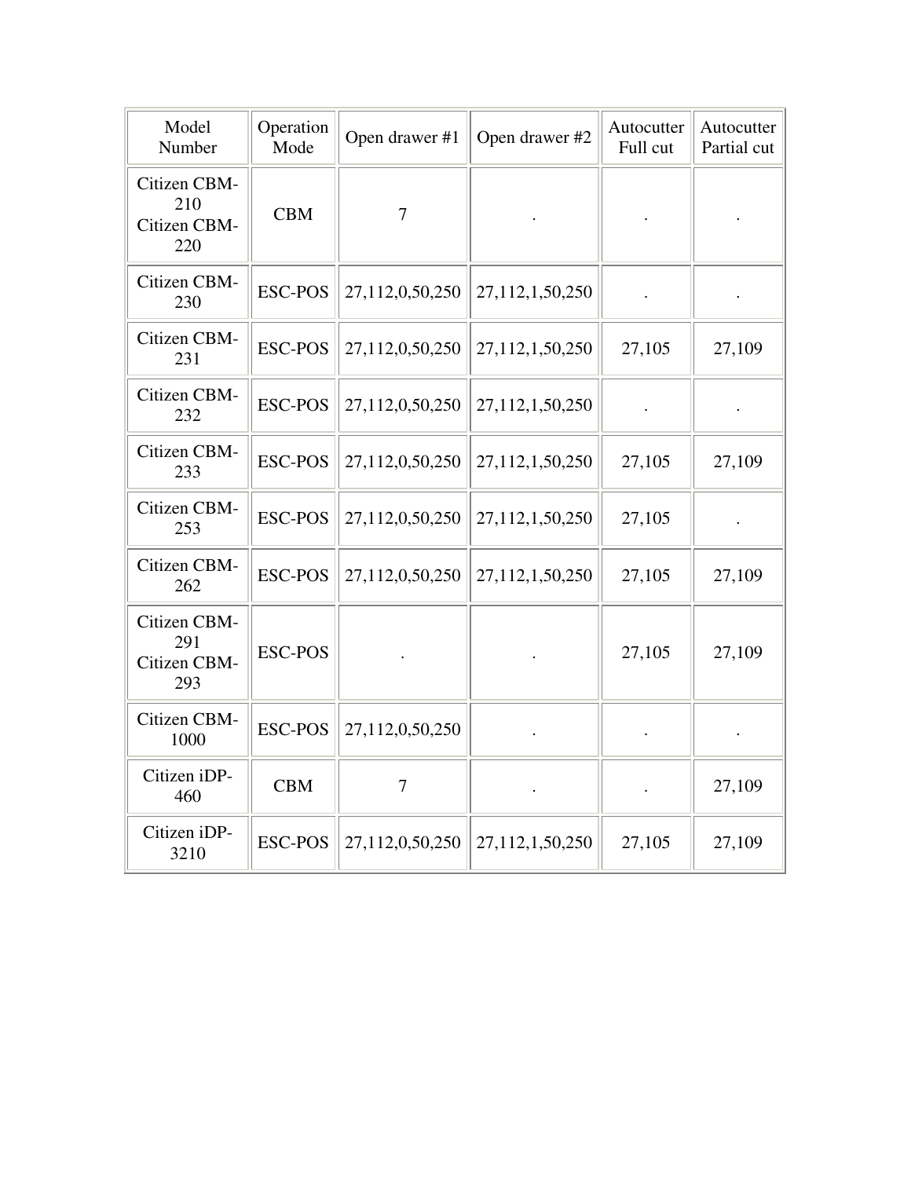| Model Number | Operation Mode | Open drawer #1 | Open drawer #2 | Autocutter Full cut | Autocutter Partial cut |
|---|---|---|---|---|---|
| Citizen CBM-210<br>Citizen CBM-220 | CBM | 7 | . | . | . |
| Citizen CBM-230 | ESC-POS | 27,112,0,50,250 | 27,112,1,50,250 | . | . |
| Citizen CBM-231 | ESC-POS | 27,112,0,50,250 | 27,112,1,50,250 | 27,105 | 27,109 |
| Citizen CBM-232 | ESC-POS | 27,112,0,50,250 | 27,112,1,50,250 | . | . |
| Citizen CBM-233 | ESC-POS | 27,112,0,50,250 | 27,112,1,50,250 | 27,105 | 27,109 |
| Citizen CBM-253 | ESC-POS | 27,112,0,50,250 | 27,112,1,50,250 | 27,105 | . |
| Citizen CBM-262 | ESC-POS | 27,112,0,50,250 | 27,112,1,50,250 | 27,105 | 27,109 |
| Citizen CBM-291<br>Citizen CBM-293 | ESC-POS | . | . | 27,105 | 27,109 |
| Citizen CBM-1000 | ESC-POS | 27,112,0,50,250 | . | . | . |
| Citizen iDP-460 | CBM | 7 | . | . | 27,109 |
| Citizen iDP-3210 | ESC-POS | 27,112,0,50,250 | 27,112,1,50,250 | 27,105 | 27,109 |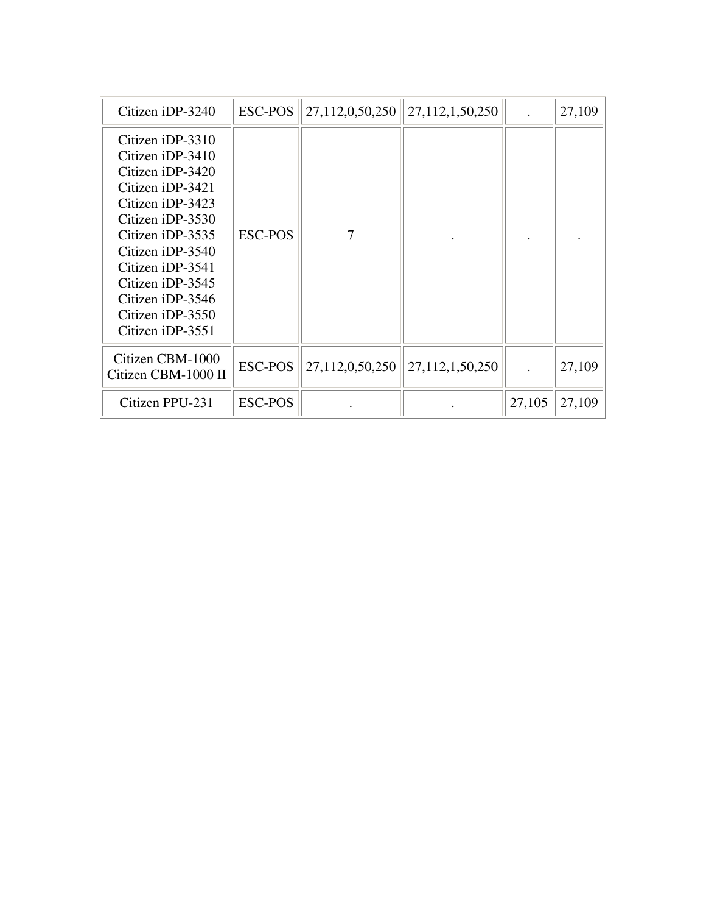| | | | | | |
|---|---|---|---|---|---|
| Citizen iDP-3240 | ESC-POS | 27,112,0,50,250 | 27,112,1,50,250 | . | 27,109 |
| Citizen iDP-3310<br>Citizen iDP-3410<br>Citizen iDP-3420<br>Citizen iDP-3421<br>Citizen iDP-3423<br>Citizen iDP-3530<br>Citizen iDP-3535<br>Citizen iDP-3540<br>Citizen iDP-3541<br>Citizen iDP-3545<br>Citizen iDP-3546<br>Citizen iDP-3550<br>Citizen iDP-3551 | ESC-POS | 7 | . | . | . |
| Citizen CBM-1000<br>Citizen CBM-1000 II | ESC-POS | 27,112,0,50,250 | 27,112,1,50,250 | . | 27,109 |
| Citizen PPU-231 | ESC-POS | . | . | 27,105 | 27,109 |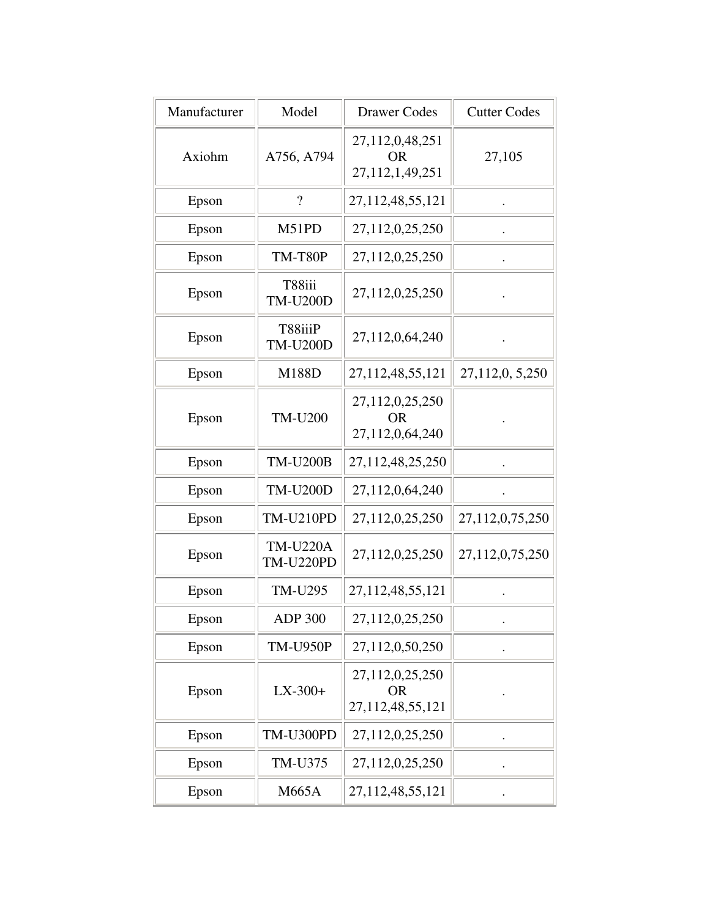| Manufacturer | Model | Drawer Codes | Cutter Codes |
|---|---|---|---|
| Axiohm | A756, A794 | 27,112,0,48,251 OR 27,112,1,49,251 | 27,105 |
| Epson | ? | 27,112,48,55,121 | . |
| Epson | M51PD | 27,112,0,25,250 | . |
| Epson | TM-T80P | 27,112,0,25,250 | . |
| Epson | T88iii TM-U200D | 27,112,0,25,250 | . |
| Epson | T88iiiP TM-U200D | 27,112,0,64,240 | . |
| Epson | M188D | 27,112,48,55,121 | 27,112,0, 5,250 |
| Epson | TM-U200 | 27,112,0,25,250 OR 27,112,0,64,240 | . |
| Epson | TM-U200B | 27,112,48,25,250 | . |
| Epson | TM-U200D | 27,112,0,64,240 | . |
| Epson | TM-U210PD | 27,112,0,25,250 | 27,112,0,75,250 |
| Epson | TM-U220A TM-U220PD | 27,112,0,25,250 | 27,112,0,75,250 |
| Epson | TM-U295 | 27,112,48,55,121 | . |
| Epson | ADP 300 | 27,112,0,25,250 | . |
| Epson | TM-U950P | 27,112,0,50,250 | . |
| Epson | LX-300+ | 27,112,0,25,250 OR 27,112,48,55,121 | . |
| Epson | TM-U300PD | 27,112,0,25,250 | . |
| Epson | TM-U375 | 27,112,0,25,250 | . |
| Epson | M665A | 27,112,48,55,121 | . |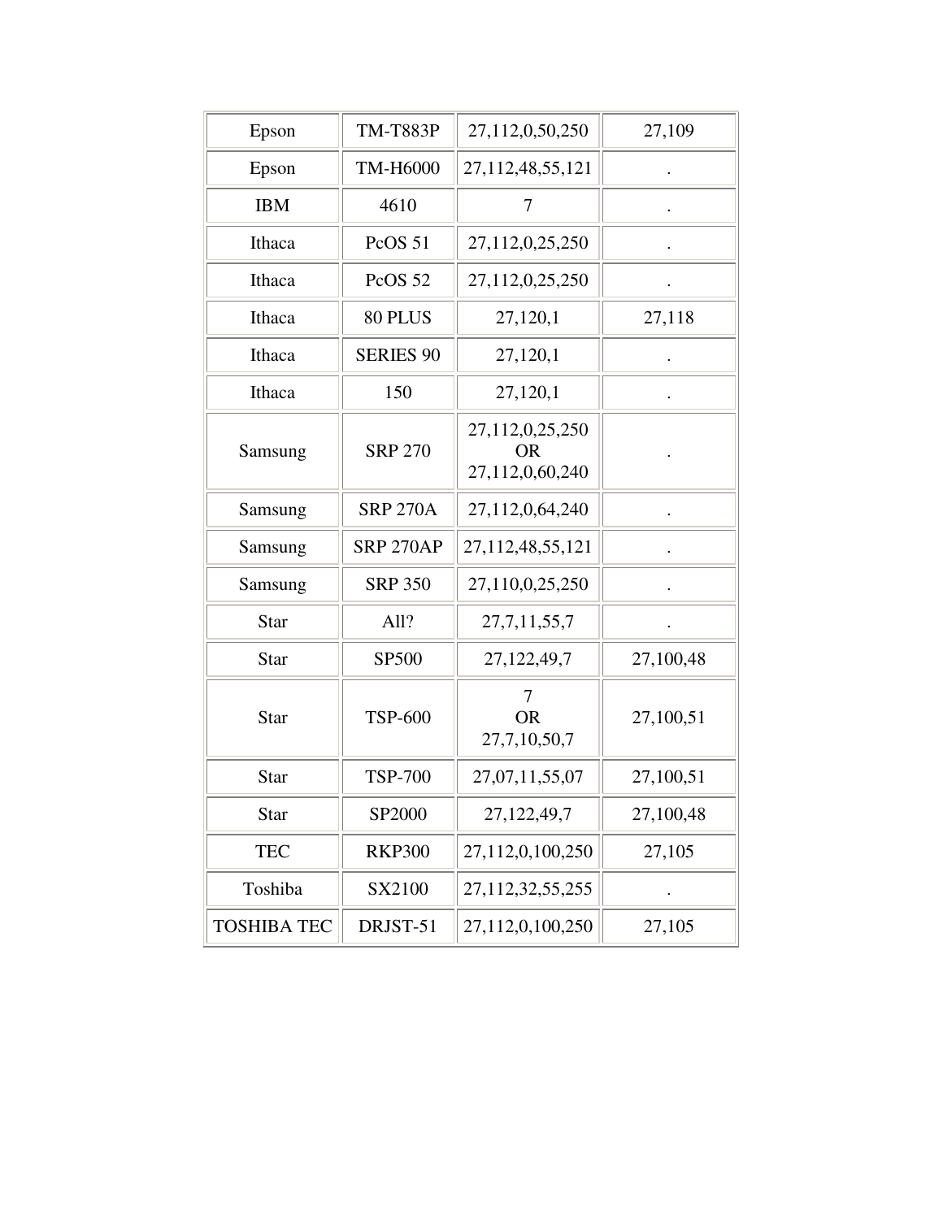| | | | |
|---|---|---|---|
| Epson | TM-T883P | 27,112,0,50,250 | 27,109 |
| Epson | TM-H6000 | 27,112,48,55,121 | . |
| IBM | 4610 | 7 | . |
| Ithaca | PcOS 51 | 27,112,0,25,250 | . |
| Ithaca | PcOS 52 | 27,112,0,25,250 | . |
| Ithaca | 80 PLUS | 27,120,1 | 27,118 |
| Ithaca | SERIES 90 | 27,120,1 | . |
| Ithaca | 150 | 27,120,1 | . |
| Samsung | SRP 270 | 27,112,0,25,250 OR 27,112,0,60,240 | . |
| Samsung | SRP 270A | 27,112,0,64,240 | . |
| Samsung | SRP 270AP | 27,112,48,55,121 | . |
| Samsung | SRP 350 | 27,110,0,25,250 | . |
| Star | All? | 27,7,11,55,7 | . |
| Star | SP500 | 27,122,49,7 | 27,100,48 |
| Star | TSP-600 | 7 OR 27,7,10,50,7 | 27,100,51 |
| Star | TSP-700 | 27,07,11,55,07 | 27,100,51 |
| Star | SP2000 | 27,122,49,7 | 27,100,48 |
| TEC | RKP300 | 27,112,0,100,250 | 27,105 |
| Toshiba | SX2100 | 27,112,32,55,255 | . |
| TOSHIBA TEC | DRJST-51 | 27,112,0,100,250 | 27,105 |